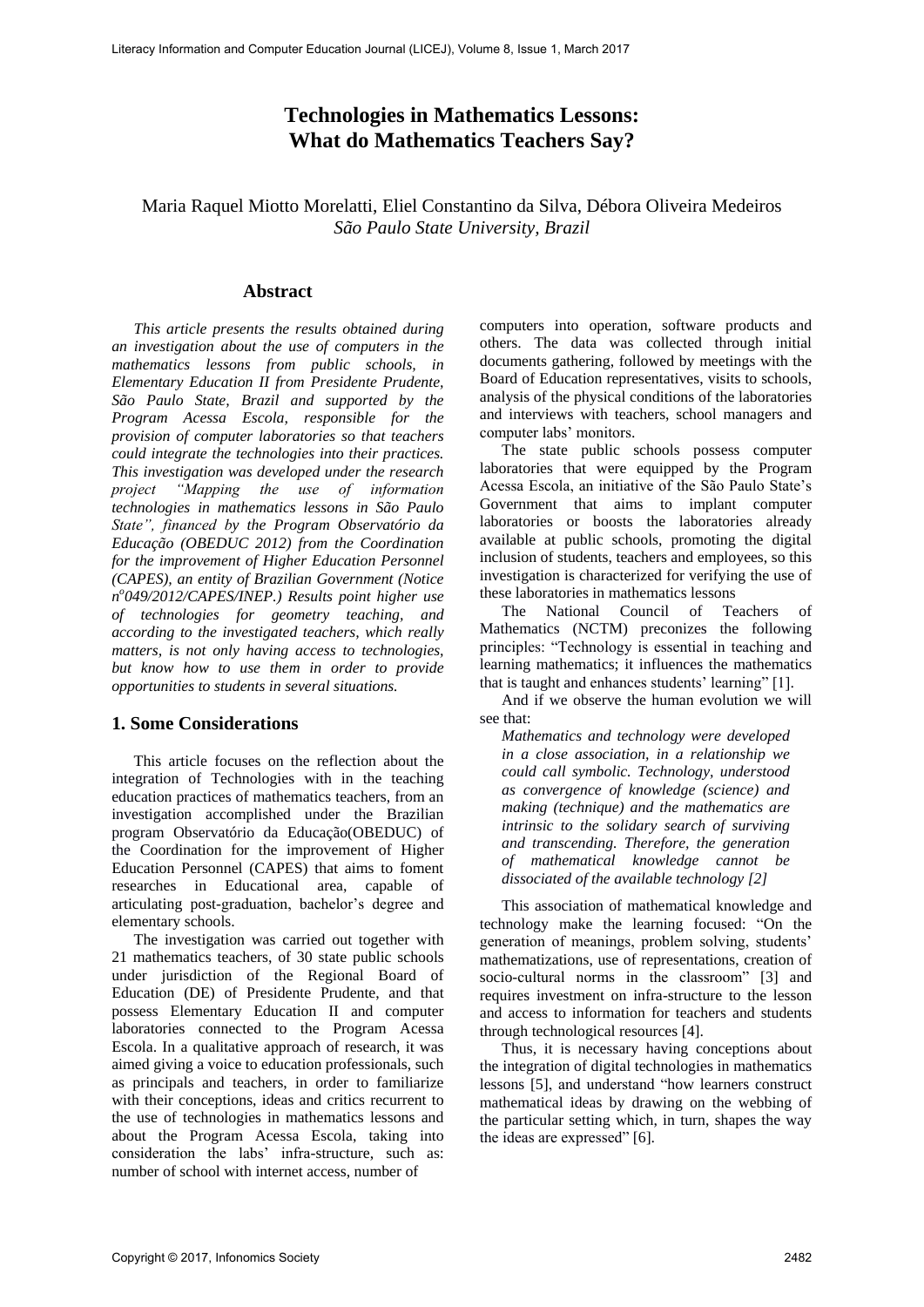# Technologies in Mathematics Lessons: What do Mathematics Teachers Say?

Maria Raquel Miotto Morelatti, Eliel Constantino da Silva, Débora Oliveira Medeiros
*São Paulo State University, Brazil*

## Abstract

*This article presents the results obtained during an investigation about the use of computers in the mathematics lessons from public schools, in Elementary Education II from Presidente Prudente, São Paulo State, Brazil and supported by the Program Acessa Escola, responsible for the provision of computer laboratories so that teachers could integrate the technologies into their practices. This investigation was developed under the research project "Mapping the use of information technologies in mathematics lessons in São Paulo State", financed by the Program Observatório da Educação (OBEDUC 2012) from the Coordination for the improvement of Higher Education Personnel (CAPES), an entity of Brazilian Government (Notice n°049/2012/CAPES/INEP.) Results point higher use of technologies for geometry teaching, and according to the investigated teachers, which really matters, is not only having access to technologies, but know how to use them in order to provide opportunities to students in several situations.*

## 1. Some Considerations

This article focuses on the reflection about the integration of Technologies with in the teaching education practices of mathematics teachers, from an investigation accomplished under the Brazilian program Observatório da Educação(OBEDUC) of the Coordination for the improvement of Higher Education Personnel (CAPES) that aims to foment researches in Educational area, capable of articulating post-graduation, bachelor's degree and elementary schools.

The investigation was carried out together with 21 mathematics teachers, of 30 state public schools under jurisdiction of the Regional Board of Education (DE) of Presidente Prudente, and that possess Elementary Education II and computer laboratories connected to the Program Acessa Escola. In a qualitative approach of research, it was aimed giving a voice to education professionals, such as principals and teachers, in order to familiarize with their conceptions, ideas and critics recurrent to the use of technologies in mathematics lessons and about the Program Acessa Escola, taking into consideration the labs' infra-structure, such as: number of school with internet access, number of computers into operation, software products and others. The data was collected through initial documents gathering, followed by meetings with the Board of Education representatives, visits to schools, analysis of the physical conditions of the laboratories and interviews with teachers, school managers and computer labs' monitors.

The state public schools possess computer laboratories that were equipped by the Program Acessa Escola, an initiative of the São Paulo State's Government that aims to implant computer laboratories or boosts the laboratories already available at public schools, promoting the digital inclusion of students, teachers and employees, so this investigation is characterized for verifying the use of these laboratories in mathematics lessons

The National Council of Teachers of Mathematics (NCTM) preconizes the following principles: "Technology is essential in teaching and learning mathematics; it influences the mathematics that is taught and enhances students' learning" [1].

And if we observe the human evolution we will see that:

> *Mathematics and technology were developed in a close association, in a relationship we could call symbolic. Technology, understood as convergence of knowledge (science) and making (technique) and the mathematics are intrinsic to the solidary search of surviving and transcending. Therefore, the generation of mathematical knowledge cannot be dissociated of the available technology [2]*

This association of mathematical knowledge and technology make the learning focused: "On the generation of meanings, problem solving, students' mathematizations, use of representations, creation of socio-cultural norms in the classroom" [3] and requires investment on infra-structure to the lesson and access to information for teachers and students through technological resources [4].

Thus, it is necessary having conceptions about the integration of digital technologies in mathematics lessons [5], and understand "how learners construct mathematical ideas by drawing on the webbing of the particular setting which, in turn, shapes the way the ideas are expressed" [6].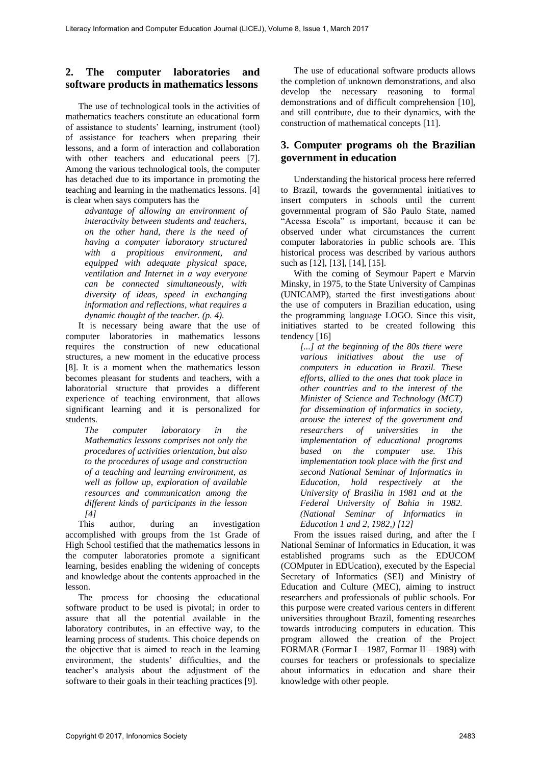## 2. The computer laboratories and software products in mathematics lessons

The use of technological tools in the activities of mathematics teachers constitute an educational form of assistance to students' learning, instrument (tool) of assistance for teachers when preparing their lessons, and a form of interaction and collaboration with other teachers and educational peers [7]. Among the various technological tools, the computer has detached due to its importance in promoting the teaching and learning in the mathematics lessons. [4] is clear when says computers has the

> *advantage of allowing an environment of interactivity between students and teachers, on the other hand, there is the need of having a computer laboratory structured with a propitious environment, and equipped with adequate physical space, ventilation and Internet in a way everyone can be connected simultaneously, with diversity of ideas, speed in exchanging information and reflections, what requires a dynamic thought of the teacher. (p. 4).*

It is necessary being aware that the use of computer laboratories in mathematics lessons requires the construction of new educational structures, a new moment in the educative process [8]. It is a moment when the mathematics lesson becomes pleasant for students and teachers, with a laboratorial structure that provides a different experience of teaching environment, that allows significant learning and it is personalized for students.

> *The computer laboratory in the Mathematics lessons comprises not only the procedures of activities orientation, but also to the procedures of usage and construction of a teaching and learning environment, as well as follow up, exploration of available resources and communication among the different kinds of participants in the lesson [4]*

This author, during an investigation accomplished with groups from the 1st Grade of High School testified that the mathematics lessons in the computer laboratories promote a significant learning, besides enabling the widening of concepts and knowledge about the contents approached in the lesson.

The process for choosing the educational software product to be used is pivotal; in order to assure that all the potential available in the laboratory contributes, in an effective way, to the learning process of students. This choice depends on the objective that is aimed to reach in the learning environment, the students' difficulties, and the teacher's analysis about the adjustment of the software to their goals in their teaching practices [9].

The use of educational software products allows the completion of unknown demonstrations, and also develop the necessary reasoning to formal demonstrations and of difficult comprehension [10], and still contribute, due to their dynamics, with the construction of mathematical concepts [11].

## 3. Computer programs oh the Brazilian government in education

Understanding the historical process here referred to Brazil, towards the governmental initiatives to insert computers in schools until the current governmental program of São Paulo State, named "Acessa Escola" is important, because it can be observed under what circumstances the current computer laboratories in public schools are. This historical process was described by various authors such as [12], [13], [14], [15].

With the coming of Seymour Papert e Marvin Minsky, in 1975, to the State University of Campinas (UNICAMP), started the first investigations about the use of computers in Brazilian education, using the programming language LOGO. Since this visit, initiatives started to be created following this tendency [16]

> *[...] at the beginning of the 80s there were various initiatives about the use of computers in education in Brazil. These efforts, allied to the ones that took place in other countries and to the interest of the Minister of Science and Technology (MCT) for dissemination of informatics in society, arouse the interest of the government and researchers of universities in the implementation of educational programs based on the computer use. This implementation took place with the first and second National Seminar of Informatics in Education, hold respectively at the University of Brasilia in 1981 and at the Federal University of Bahia in 1982. (National Seminar of Informatics in Education 1 and 2, 1982,) [12]*

From the issues raised during, and after the I National Seminar of Informatics in Education, it was established programs such as the EDUCOM (COMputer in EDUcation), executed by the Especial Secretary of Informatics (SEI) and Ministry of Education and Culture (MEC), aiming to instruct researchers and professionals of public schools. For this purpose were created various centers in different universities throughout Brazil, fomenting researches towards introducing computers in education. This program allowed the creation of the Project FORMAR (Formar I – 1987, Formar II – 1989) with courses for teachers or professionals to specialize about informatics in education and share their knowledge with other people.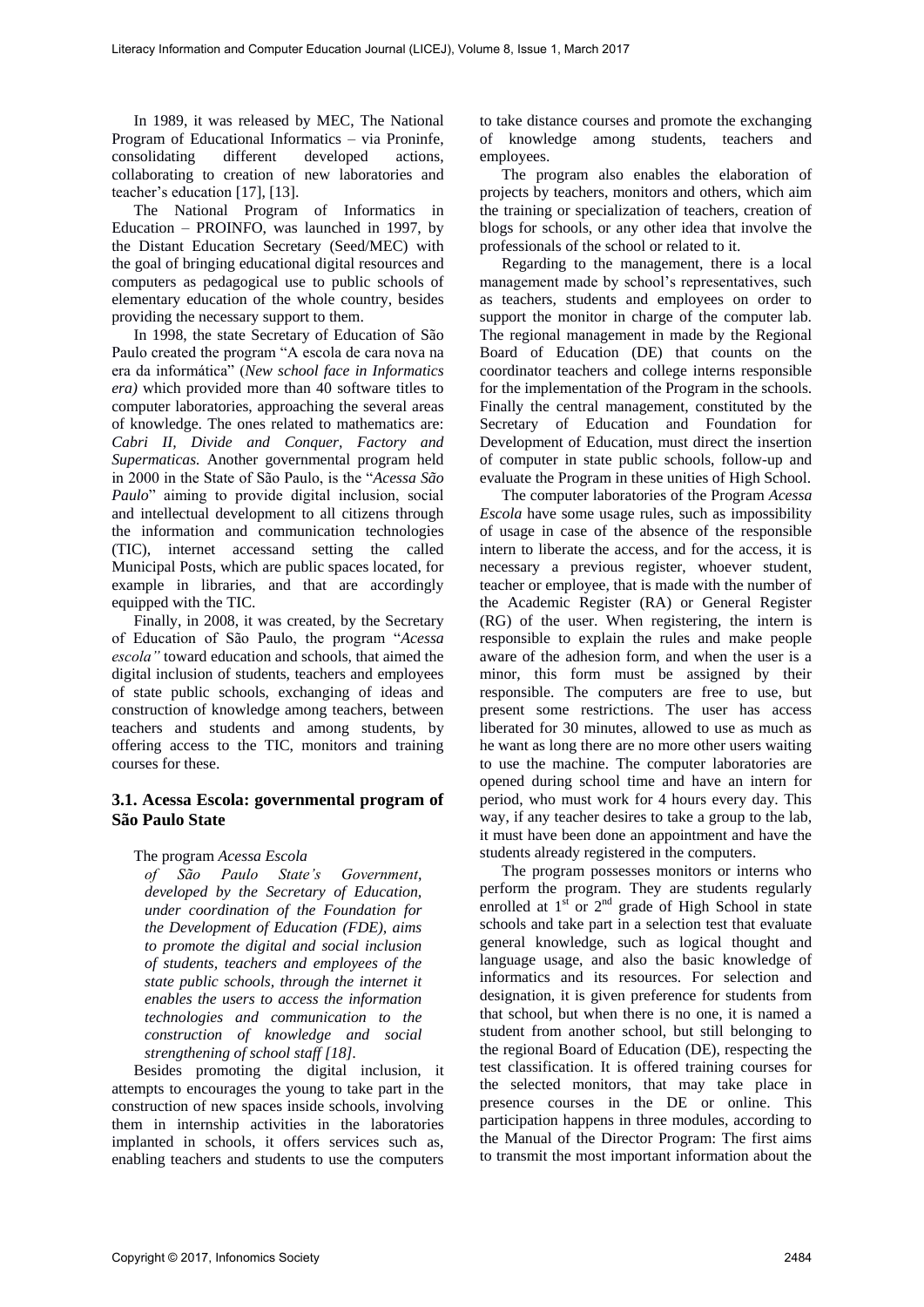In 1989, it was released by MEC, The National Program of Educational Informatics – via Proninfe, consolidating different developed actions, collaborating to creation of new laboratories and teacher's education [17], [13].

The National Program of Informatics in Education – PROINFO, was launched in 1997, by the Distant Education Secretary (Seed/MEC) with the goal of bringing educational digital resources and computers as pedagogical use to public schools of elementary education of the whole country, besides providing the necessary support to them.

In 1998, the state Secretary of Education of São Paulo created the program "A escola de cara nova na era da informática" (*New school face in Informatics era)* which provided more than 40 software titles to computer laboratories, approaching the several areas of knowledge. The ones related to mathematics are: *Cabri II, Divide and Conquer, Factory and Supermaticas.* Another governmental program held in 2000 in the State of São Paulo, is the "*Acessa São Paulo*" aiming to provide digital inclusion, social and intellectual development to all citizens through the information and communication technologies (TIC), internet accessand setting the called Municipal Posts, which are public spaces located, for example in libraries, and that are accordingly equipped with the TIC.

Finally, in 2008, it was created, by the Secretary of Education of São Paulo, the program "*Acessa escola"* toward education and schools, that aimed the digital inclusion of students, teachers and employees of state public schools, exchanging of ideas and construction of knowledge among teachers, between teachers and students and among students, by offering access to the TIC, monitors and training courses for these.

### 3.1. Acessa Escola: governmental program of São Paulo State

The program *Acessa Escola*

> *of São Paulo State's Government, developed by the Secretary of Education, under coordination of the Foundation for the Development of Education (FDE), aims to promote the digital and social inclusion of students, teachers and employees of the state public schools, through the internet it enables the users to access the information technologies and communication to the construction of knowledge and social strengthening of school staff [18].*

Besides promoting the digital inclusion, it attempts to encourages the young to take part in the construction of new spaces inside schools, involving them in internship activities in the laboratories implanted in schools, it offers services such as, enabling teachers and students to use the computers to take distance courses and promote the exchanging of knowledge among students, teachers and employees.

The program also enables the elaboration of projects by teachers, monitors and others, which aim the training or specialization of teachers, creation of blogs for schools, or any other idea that involve the professionals of the school or related to it.

Regarding to the management, there is a local management made by school's representatives, such as teachers, students and employees on order to support the monitor in charge of the computer lab. The regional management in made by the Regional Board of Education (DE) that counts on the coordinator teachers and college interns responsible for the implementation of the Program in the schools. Finally the central management, constituted by the Secretary of Education and Foundation for Development of Education, must direct the insertion of computer in state public schools, follow-up and evaluate the Program in these unities of High School.

The computer laboratories of the Program *Acessa Escola* have some usage rules, such as impossibility of usage in case of the absence of the responsible intern to liberate the access, and for the access, it is necessary a previous register, whoever student, teacher or employee, that is made with the number of the Academic Register (RA) or General Register (RG) of the user. When registering, the intern is responsible to explain the rules and make people aware of the adhesion form, and when the user is a minor, this form must be assigned by their responsible. The computers are free to use, but present some restrictions. The user has access liberated for 30 minutes, allowed to use as much as he want as long there are no more other users waiting to use the machine. The computer laboratories are opened during school time and have an intern for period, who must work for 4 hours every day. This way, if any teacher desires to take a group to the lab, it must have been done an appointment and have the students already registered in the computers.

The program possesses monitors or interns who perform the program. They are students regularly enrolled at 1st or 2nd grade of High School in state schools and take part in a selection test that evaluate general knowledge, such as logical thought and language usage, and also the basic knowledge of informatics and its resources. For selection and designation, it is given preference for students from that school, but when there is no one, it is named a student from another school, but still belonging to the regional Board of Education (DE), respecting the test classification. It is offered training courses for the selected monitors, that may take place in presence courses in the DE or online. This participation happens in three modules, according to the Manual of the Director Program: The first aims to transmit the most important information about the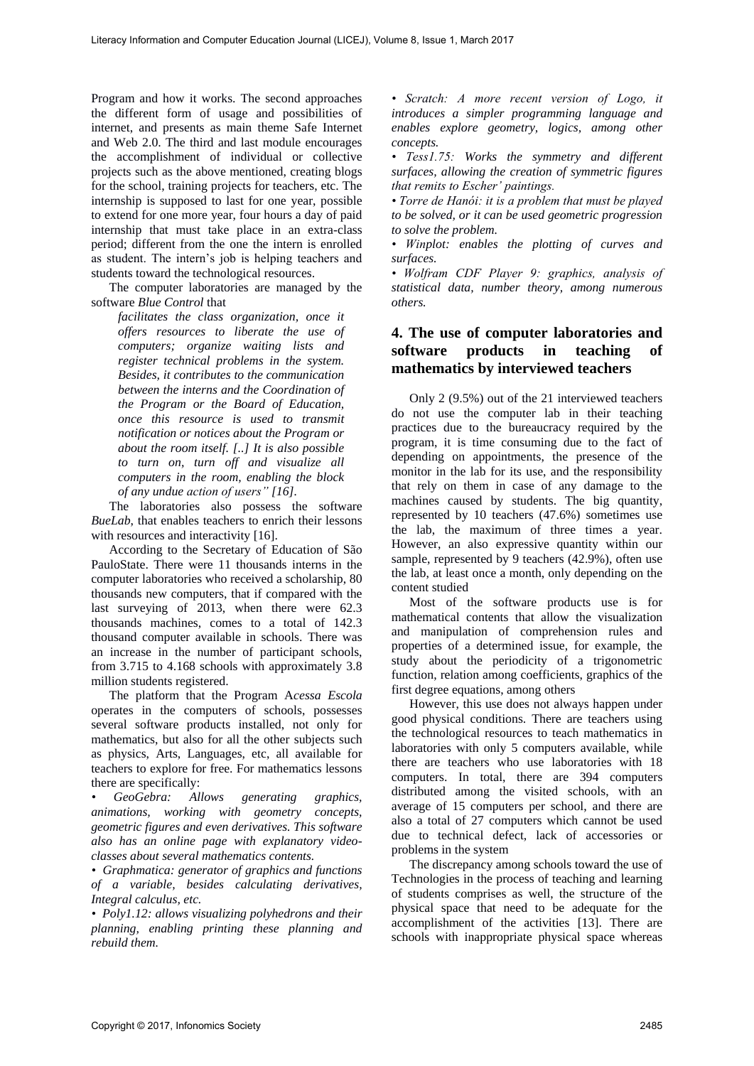Program and how it works. The second approaches the different form of usage and possibilities of internet, and presents as main theme Safe Internet and Web 2.0. The third and last module encourages the accomplishment of individual or collective projects such as the above mentioned, creating blogs for the school, training projects for teachers, etc. The internship is supposed to last for one year, possible to extend for one more year, four hours a day of paid internship that must take place in an extra-class period; different from the one the intern is enrolled as student. The intern's job is helping teachers and students toward the technological resources.

The computer laboratories are managed by the software *Blue Control* that

> *facilitates the class organization, once it offers resources to liberate the use of computers; organize waiting lists and register technical problems in the system. Besides, it contributes to the communication between the interns and the Coordination of the Program or the Board of Education, once this resource is used to transmit notification or notices about the Program or about the room itself. [..] It is also possible to turn on, turn off and visualize all computers in the room, enabling the block of any undue action of users" [16].*

The laboratories also possess the software *BueLab*, that enables teachers to enrich their lessons with resources and interactivity [16].

According to the Secretary of Education of São PauloState. There were 11 thousands interns in the computer laboratories who received a scholarship, 80 thousands new computers, that if compared with the last surveying of 2013, when there were 62.3 thousands machines, comes to a total of 142.3 thousand computer available in schools. There was an increase in the number of participant schools, from 3.715 to 4.168 schools with approximately 3.8 million students registered.

The platform that the Program A*cessa Escola* operates in the computers of schools, possesses several software products installed, not only for mathematics, but also for all the other subjects such as physics, Arts, Languages, etc, all available for teachers to explore for free. For mathematics lessons there are specifically:

- *GeoGebra: Allows generating graphics, animations, working with geometry concepts, geometric figures and even derivatives. This software also has an online page with explanatory video-classes about several mathematics contents.*
- *Graphmatica: generator of graphics and functions of a variable, besides calculating derivatives, Integral calculus, etc.*
- *Poly1.12: allows visualizing polyhedrons and their planning, enabling printing these planning and rebuild them.*
- *Scratch: A more recent version of Logo, it introduces a simpler programming language and enables explore geometry, logics, among other concepts.*
- *Tess1.75: Works the symmetry and different surfaces, allowing the creation of symmetric figures that remits to Escher' paintings.*
- *Torre de Hanói: it is a problem that must be played to be solved, or it can be used geometric progression to solve the problem.*
- *Winplot: enables the plotting of curves and surfaces.*
- *Wolfram CDF Player 9: graphics, analysis of statistical data, number theory, among numerous others.*

## 4. The use of computer laboratories and software products in teaching of mathematics by interviewed teachers

Only 2 (9.5%) out of the 21 interviewed teachers do not use the computer lab in their teaching practices due to the bureaucracy required by the program, it is time consuming due to the fact of depending on appointments, the presence of the monitor in the lab for its use, and the responsibility that rely on them in case of any damage to the machines caused by students. The big quantity, represented by 10 teachers (47.6%) sometimes use the lab, the maximum of three times a year. However, an also expressive quantity within our sample, represented by 9 teachers (42.9%), often use the lab, at least once a month, only depending on the content studied

Most of the software products use is for mathematical contents that allow the visualization and manipulation of comprehension rules and properties of a determined issue, for example, the study about the periodicity of a trigonometric function, relation among coefficients, graphics of the first degree equations, among others

However, this use does not always happen under good physical conditions. There are teachers using the technological resources to teach mathematics in laboratories with only 5 computers available, while there are teachers who use laboratories with 18 computers. In total, there are 394 computers distributed among the visited schools, with an average of 15 computers per school, and there are also a total of 27 computers which cannot be used due to technical defect, lack of accessories or problems in the system

The discrepancy among schools toward the use of Technologies in the process of teaching and learning of students comprises as well, the structure of the physical space that need to be adequate for the accomplishment of the activities [13]. There are schools with inappropriate physical space whereas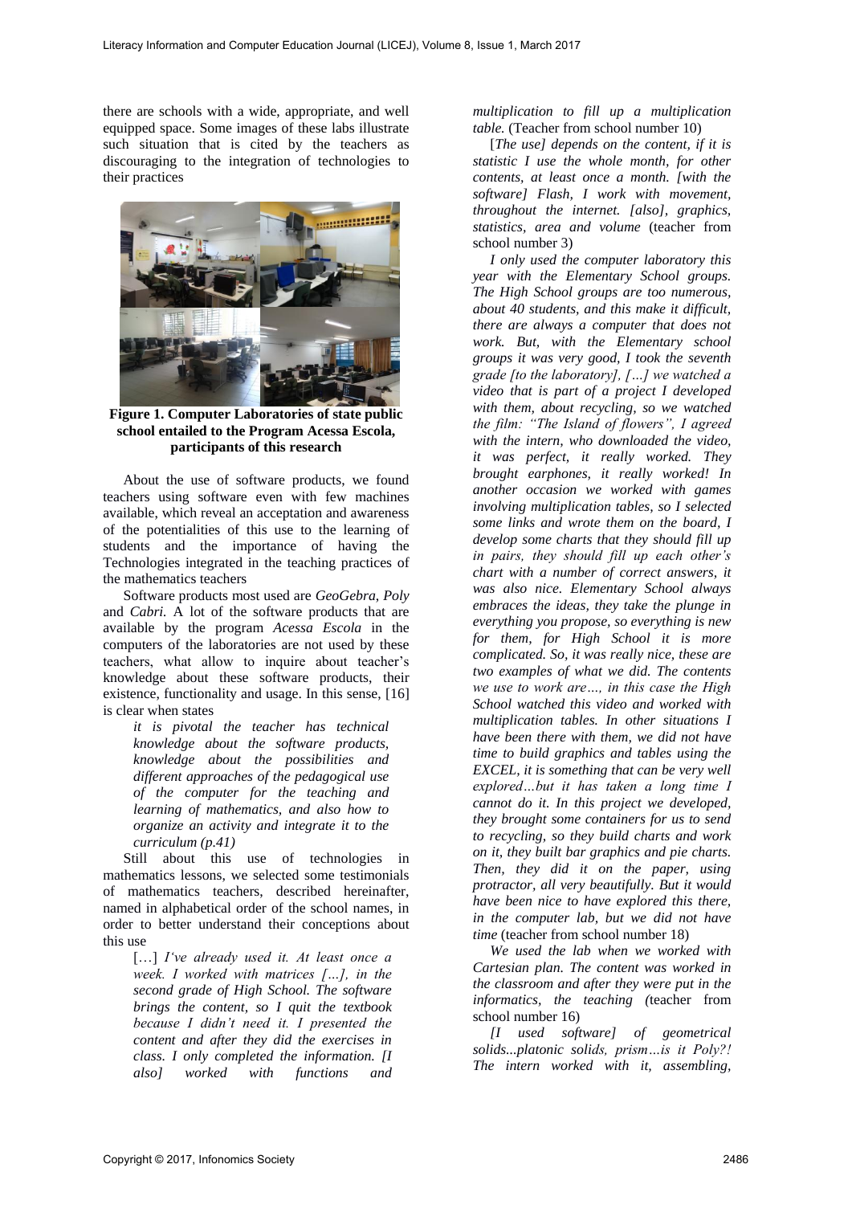there are schools with a wide, appropriate, and well equipped space. Some images of these labs illustrate such situation that is cited by the teachers as discouraging to the integration of technologies to their practices

**Figure 1. Computer Laboratories of state public school entailed to the Program Acessa Escola, participants of this research**

About the use of software products, we found teachers using software even with few machines available, which reveal an acceptation and awareness of the potentialities of this use to the learning of students and the importance of having the Technologies integrated in the teaching practices of the mathematics teachers

Software products most used are *GeoGebra*, *Poly* and *Cabri*. A lot of the software products that are available by the program *Acessa Escola* in the computers of the laboratories are not used by these teachers, what allow to inquire about teacher's knowledge about these software products, their existence, functionality and usage. In this sense, [16] is clear when states

> *it is pivotal the teacher has technical knowledge about the software products, knowledge about the possibilities and different approaches of the pedagogical use of the computer for the teaching and learning of mathematics, and also how to organize an activity and integrate it to the curriculum (p.41)*

Still about this use of technologies in mathematics lessons, we selected some testimonials of mathematics teachers, described hereinafter, named in alphabetical order of the school names, in order to better understand their conceptions about this use

> […] *I've already used it. At least once a week. I worked with matrices […], in the second grade of High School. The software brings the content, so I quit the textbook because I didn't need it. I presented the content and after they did the exercises in class. I only completed the information. [I also] worked with functions and multiplication to fill up a multiplication table.* (Teacher from school number 10)

> [*The use] depends on the content, if it is statistic I use the whole month, for other contents, at least once a month. [with the software] Flash, I work with movement, throughout the internet. [also], graphics, statistics, area and volume* (teacher from school number 3)

> *I only used the computer laboratory this year with the Elementary School groups. The High School groups are too numerous, about 40 students, and this make it difficult, there are always a computer that does not work. But, with the Elementary school groups it was very good, I took the seventh grade [to the laboratory], […] we watched a video that is part of a project I developed with them, about recycling, so we watched the film: "The Island of flowers", I agreed with the intern, who downloaded the video, it was perfect, it really worked. They brought earphones, it really worked! In another occasion we worked with games involving multiplication tables, so I selected some links and wrote them on the board, I develop some charts that they should fill up in pairs, they should fill up each other's chart with a number of correct answers, it was also nice. Elementary School always embraces the ideas, they take the plunge in everything you propose, so everything is new for them, for High School it is more complicated. So, it was really nice, these are two examples of what we did. The contents we use to work are…, in this case the High School watched this video and worked with multiplication tables. In other situations I have been there with them, we did not have time to build graphics and tables using the EXCEL, it is something that can be very well explored…but it has taken a long time I cannot do it. In this project we developed, they brought some containers for us to send to recycling, so they build charts and work on it, they built bar graphics and pie charts. Then, they did it on the paper, using protractor, all very beautifully. But it would have been nice to have explored this there, in the computer lab, but we did not have time* (teacher from school number 18)

> *We used the lab when we worked with Cartesian plan. The content was worked in the classroom and after they were put in the informatics, the teaching (*teacher from school number 16)

> *[I used software] of geometrical solids...platonic solids, prism…is it Poly?! The intern worked with it, assembling,*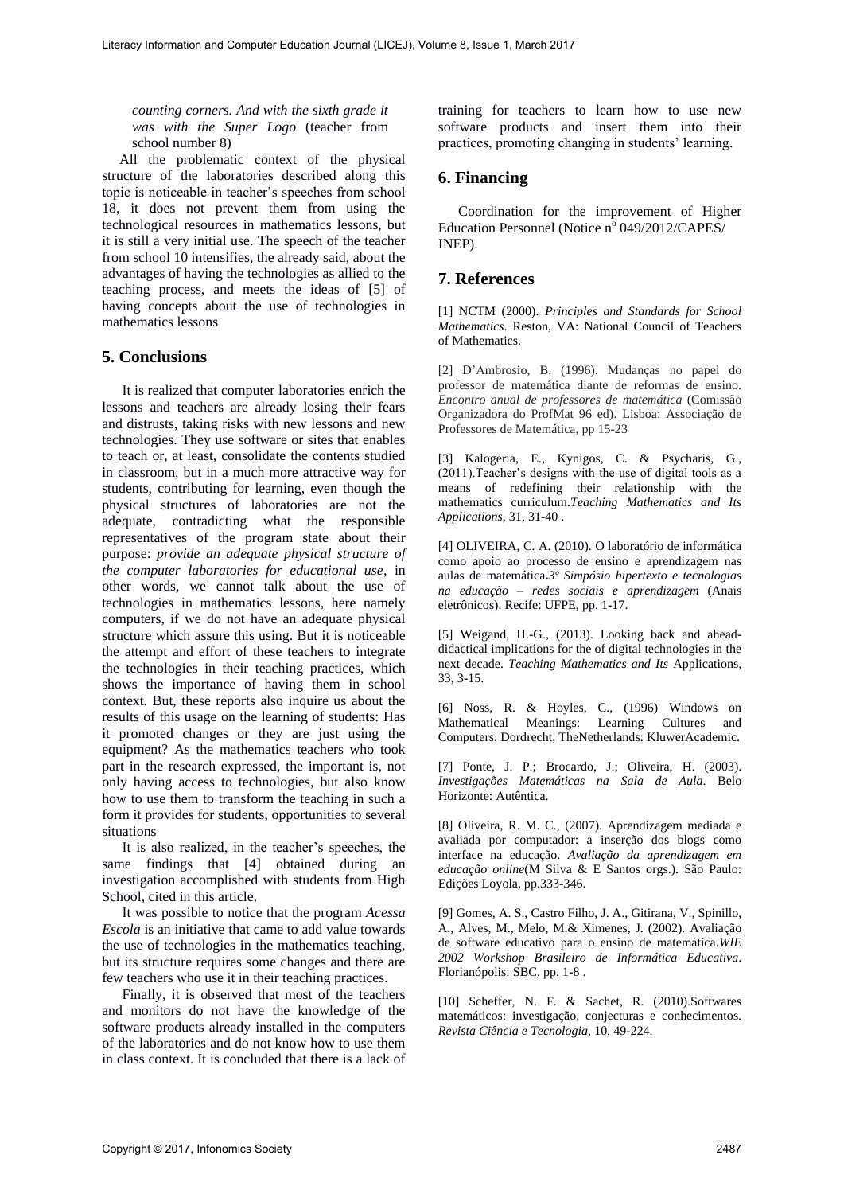*counting corners. And with the sixth grade it was with the Super Logo* (teacher from school number 8)

All the problematic context of the physical structure of the laboratories described along this topic is noticeable in teacher's speeches from school 18, it does not prevent them from using the technological resources in mathematics lessons, but it is still a very initial use. The speech of the teacher from school 10 intensifies, the already said, about the advantages of having the technologies as allied to the teaching process, and meets the ideas of [5] of having concepts about the use of technologies in mathematics lessons

## 5. Conclusions

It is realized that computer laboratories enrich the lessons and teachers are already losing their fears and distrusts, taking risks with new lessons and new technologies. They use software or sites that enables to teach or, at least, consolidate the contents studied in classroom, but in a much more attractive way for students, contributing for learning, even though the physical structures of laboratories are not the adequate, contradicting what the responsible representatives of the program state about their purpose: *provide an adequate physical structure of the computer laboratories for educational use*, in other words, we cannot talk about the use of technologies in mathematics lessons, here namely computers, if we do not have an adequate physical structure which assure this using. But it is noticeable the attempt and effort of these teachers to integrate the technologies in their teaching practices, which shows the importance of having them in school context. But, these reports also inquire us about the results of this usage on the learning of students: Has it promoted changes or they are just using the equipment? As the mathematics teachers who took part in the research expressed, the important is, not only having access to technologies, but also know how to use them to transform the teaching in such a form it provides for students, opportunities to several situations

It is also realized, in the teacher's speeches, the same findings that [4] obtained during an investigation accomplished with students from High School, cited in this article.

It was possible to notice that the program *Acessa Escola* is an initiative that came to add value towards the use of technologies in the mathematics teaching, but its structure requires some changes and there are few teachers who use it in their teaching practices.

Finally, it is observed that most of the teachers and monitors do not have the knowledge of the software products already installed in the computers of the laboratories and do not know how to use them in class context. It is concluded that there is a lack of training for teachers to learn how to use new software products and insert them into their practices, promoting changing in students' learning.

## 6. Financing

Coordination for the improvement of Higher Education Personnel (Notice nº 049/2012/CAPES/INEP).

## 7. References

[1] NCTM (2000). *Principles and Standards for School Mathematics*. Reston, VA: National Council of Teachers of Mathematics.

[2] D'Ambrosio, B. (1996). Mudanças no papel do professor de matemática diante de reformas de ensino. *Encontro anual de professores de matemática* (Comissão Organizadora do ProfMat 96 ed). Lisboa: Associação de Professores de Matemática, pp 15-23

[3] Kalogeria, E., Kynigos, C. & Psycharis, G., (2011).Teacher's designs with the use of digital tools as a means of redefining their relationship with the mathematics curriculum.*Teaching Mathematics and Its Applications*, 31, 31-40 .

[4] OLIVEIRA, C. A. (2010). O laboratório de informática como apoio ao processo de ensino e aprendizagem nas aulas de matemática**.***3º Simpósio hipertexto e tecnologias na educação – redes sociais e aprendizagem* (Anais eletrônicos). Recife: UFPE, pp. 1-17.

[5] Weigand, H.-G., (2013). Looking back and ahead-didactical implications for the of digital technologies in the next decade. *Teaching Mathematics and Its* Applications, 33, 3-15.

[6] Noss, R. & Hoyles, C., (1996) Windows on Mathematical Meanings: Learning Cultures and Computers. Dordrecht, TheNetherlands: KluwerAcademic.

[7] Ponte, J. P.; Brocardo, J.; Oliveira, H. (2003). *Investigações Matemáticas na Sala de Aula*. Belo Horizonte: Autêntica.

[8] Oliveira, R. M. C., (2007). Aprendizagem mediada e avaliada por computador: a inserção dos blogs como interface na educação. *Avaliação da aprendizagem em educação online*(M Silva & E Santos orgs.). São Paulo: Edições Loyola, pp.333-346.

[9] Gomes, A. S., Castro Filho, J. A., Gitirana, V., Spinillo, A., Alves, M., Melo, M.& Ximenes, J. (2002). Avaliação de software educativo para o ensino de matemática.*WIE 2002 Workshop Brasileiro de Informática Educativa*. Florianópolis: SBC, pp. 1-8 .

[10] Scheffer, N. F. & Sachet, R. (2010).Softwares matemáticos: investigação, conjecturas e conhecimentos. *Revista Ciência e Tecnologia*, 10, 49-224.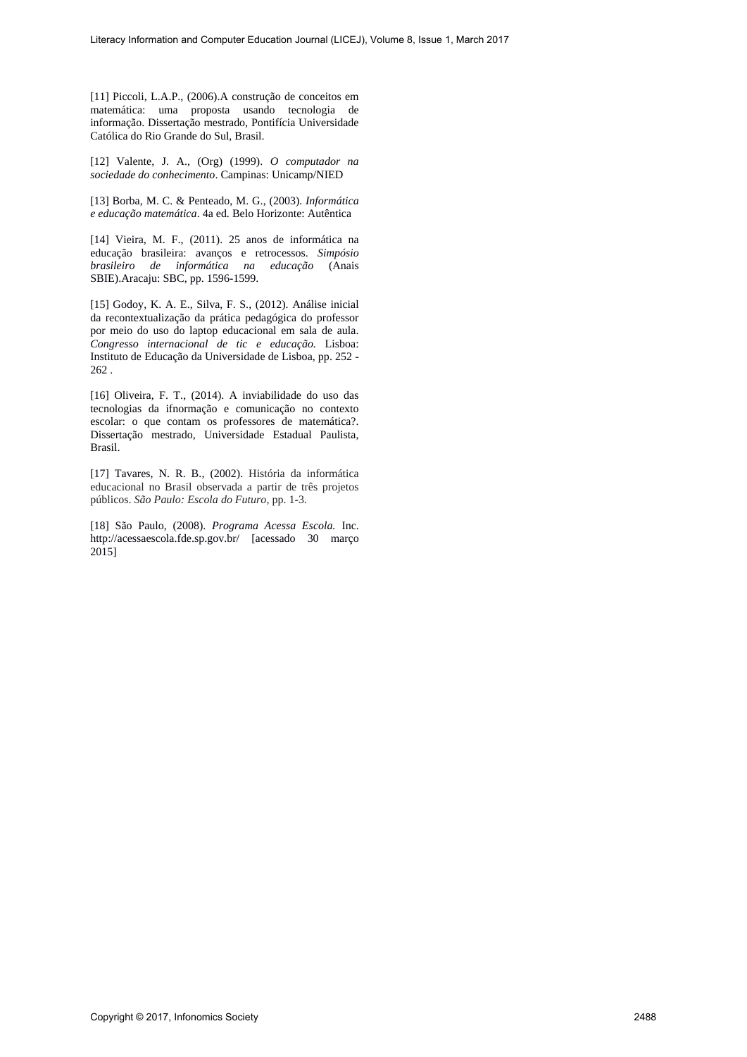[11] Piccoli, L.A.P., (2006).A construção de conceitos em matemática: uma proposta usando tecnologia de informação. Dissertação mestrado, Pontifícia Universidade Católica do Rio Grande do Sul, Brasil.

[12] Valente, J. A., (Org) (1999). *O computador na sociedade do conhecimento*. Campinas: Unicamp/NIED

[13] Borba, M. C. & Penteado, M. G., (2003). *Informática e educação matemática*. 4a ed. Belo Horizonte: Autêntica

[14] Vieira, M. F., (2011). 25 anos de informática na educação brasileira: avanços e retrocessos. *Simpósio brasileiro de informática na educação* (Anais SBIE).Aracaju: SBC, pp. 1596-1599.

[15] Godoy, K. A. E., Silva, F. S., (2012). Análise inicial da recontextualização da prática pedagógica do professor por meio do uso do laptop educacional em sala de aula. *Congresso internacional de tic e educação.* Lisboa: Instituto de Educação da Universidade de Lisboa, pp. 252 - 262 .

[16] Oliveira, F. T., (2014). A inviabilidade do uso das tecnologias da ifnormação e comunicação no contexto escolar: o que contam os professores de matemática?. Dissertação mestrado, Universidade Estadual Paulista, Brasil.

[17] Tavares, N. R. B., (2002). História da informática educacional no Brasil observada a partir de três projetos públicos. *São Paulo: Escola do Futuro*, pp. 1-3.

[18] São Paulo, (2008). *Programa Acessa Escola.* Inc. http://acessaescola.fde.sp.gov.br/ [acessado 30 março 2015]